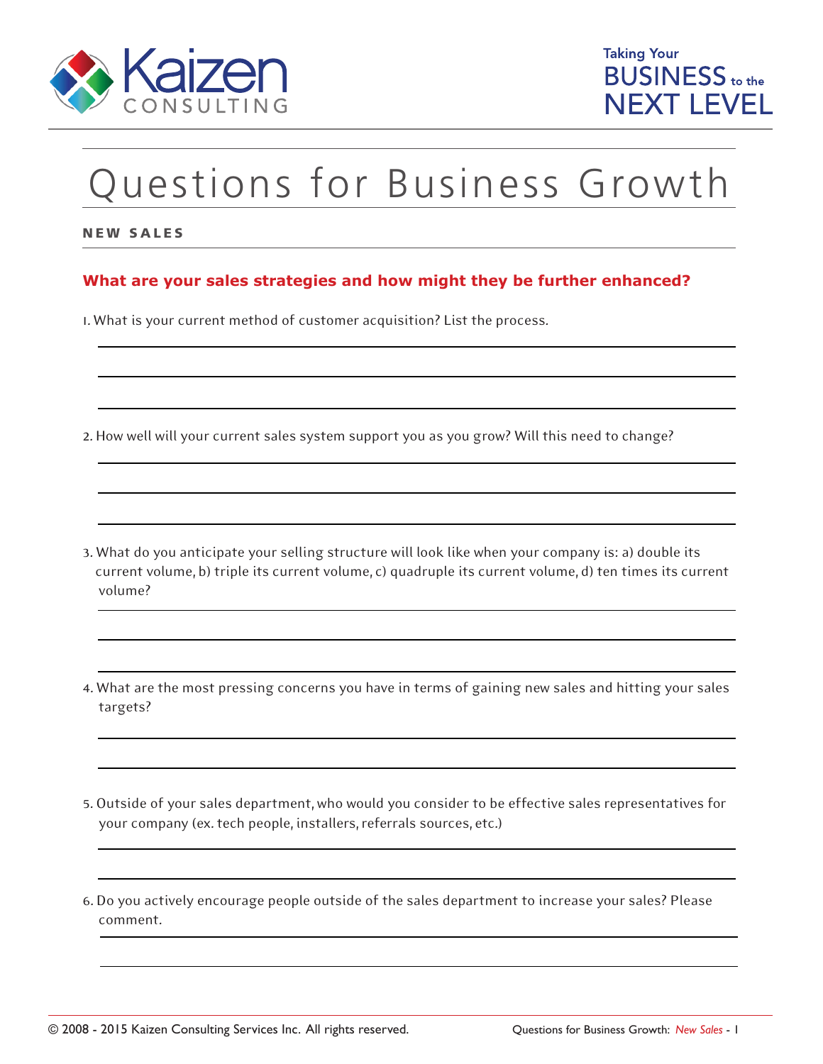Kaizen CONSULTING

Taking Your BUSINESS to the NEXT LEVEL

# Questions for Business Growth

**NEW SALES**

## What are your sales strategies and how might they be further enhanced?

1. What is your current method of customer acquisition? List the process.

2. How well will your current sales system support you as you grow? Will this need to change?

3. What do you anticipate your selling structure will look like when your company is: a) double its current volume, b) triple its current volume, c) quadruple its current volume, d) ten times its current volume?

4. What are the most pressing concerns you have in terms of gaining new sales and hitting your sales targets?

5. Outside of your sales department, who would you consider to be effective sales representatives for your company (ex. tech people, installers, referrals sources, etc.)

6. Do you actively encourage people outside of the sales department to increase your sales? Please comment.

© 2008 - 2015 Kaizen Consulting Services Inc. All rights reserved.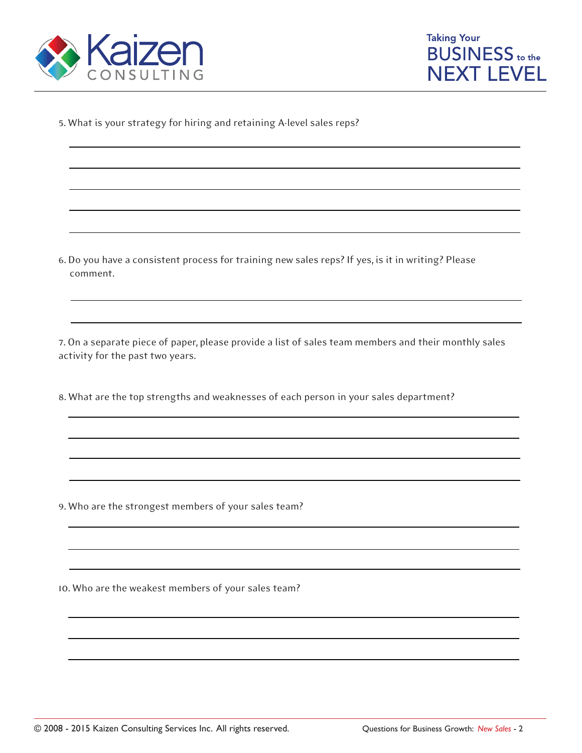5. What is your strategy for hiring and retaining A-level sales reps?

6. Do you have a consistent process for training new sales reps? If yes, is it in writing? Please comment.

7. On a separate piece of paper, please provide a list of sales team members and their monthly sales activity for the past two years.

8. What are the top strengths and weaknesses of each person in your sales department?

9. Who are the strongest members of your sales team?

10. Who are the weakest members of your sales team?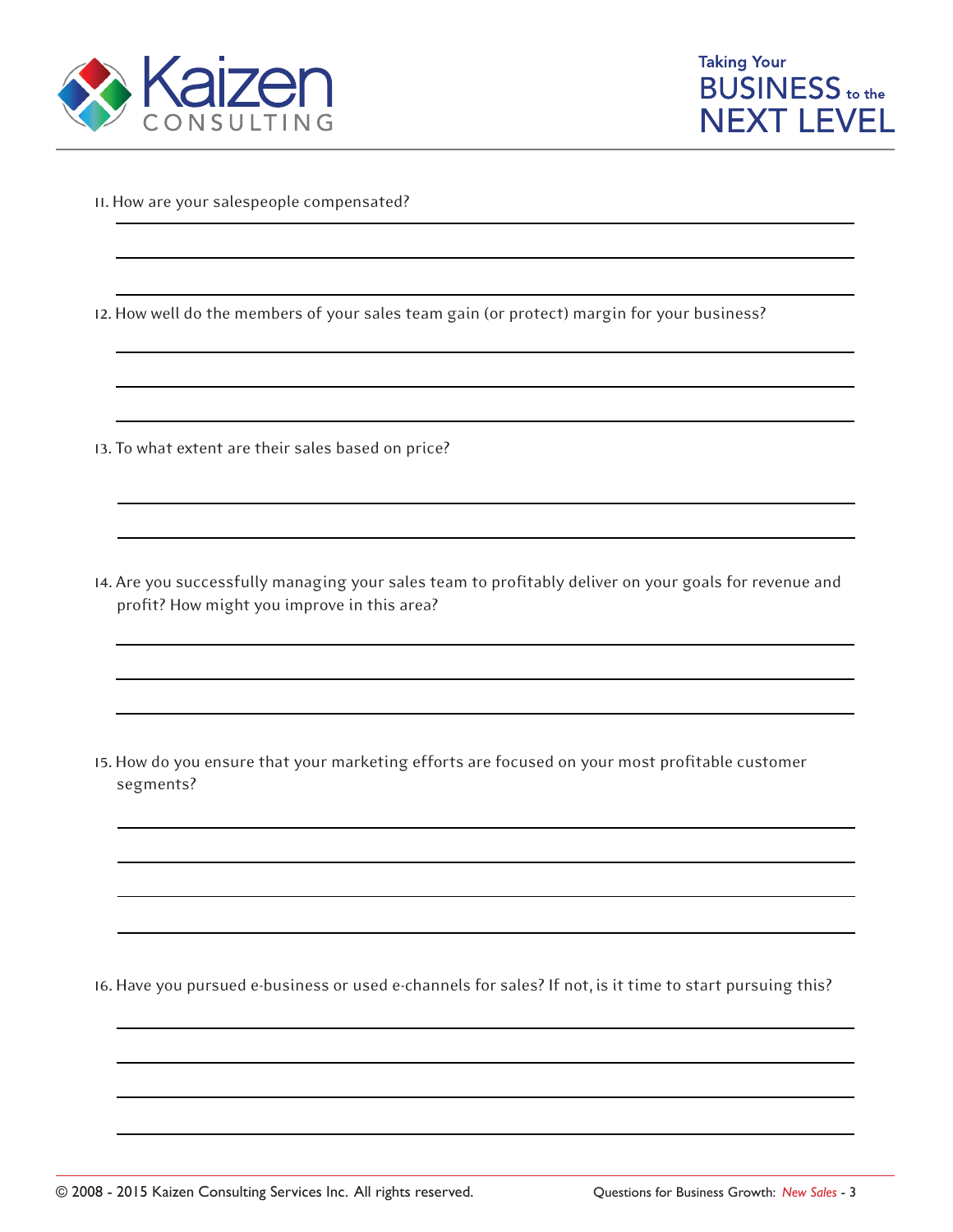11. How are your salespeople compensated?

12. How well do the members of your sales team gain (or protect) margin for your business?

13. To what extent are their sales based on price?

14. Are you successfully managing your sales team to profitably deliver on your goals for revenue and profit? How might you improve in this area?

15. How do you ensure that your marketing efforts are focused on your most profitable customer segments?

16. Have you pursued e-business or used e-channels for sales? If not, is it time to start pursuing this?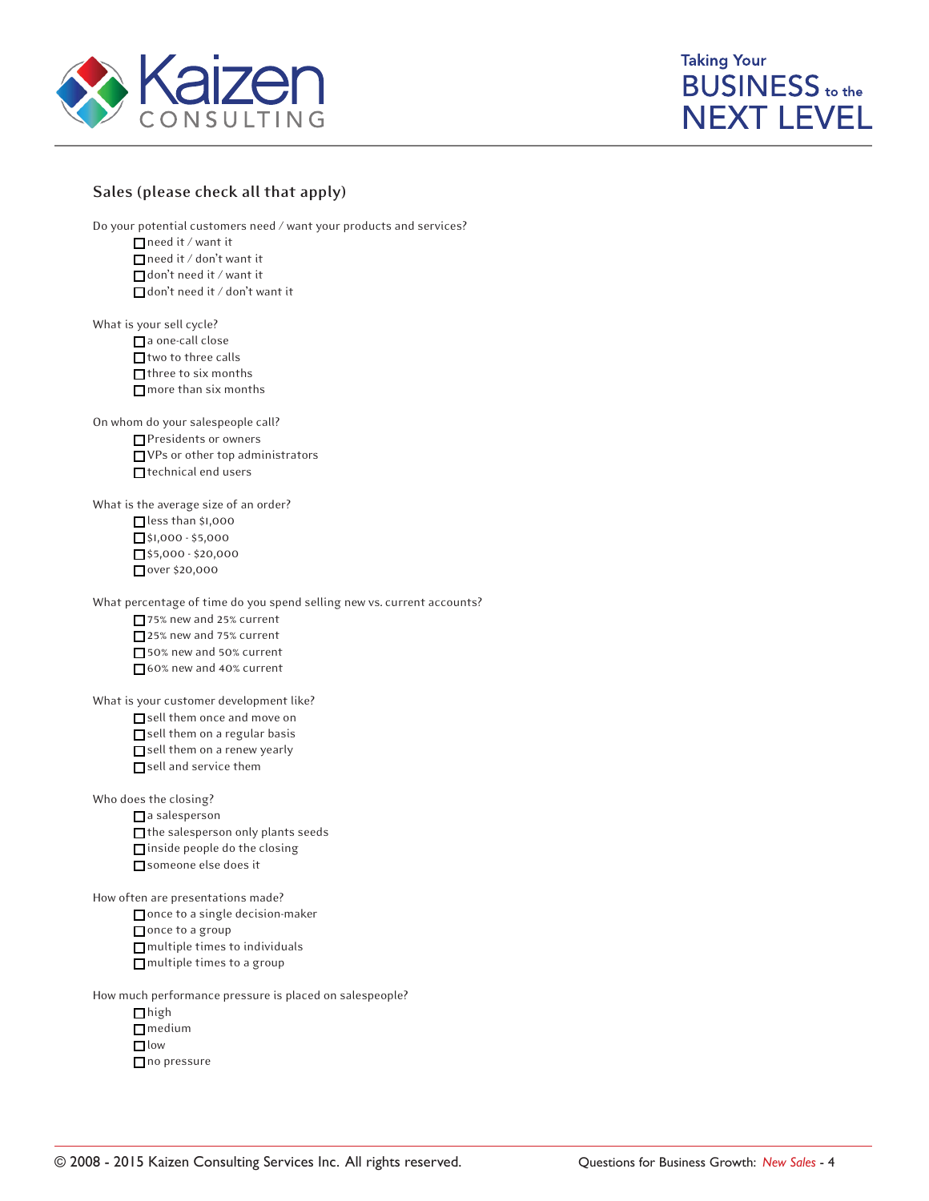## Sales (please check all that apply)

Do your potential customers need / want your products and services?

- ☐ need it / want it
- ☐ need it / don't want it
- ☐ don't need it / want it
- ☐ don't need it / don't want it

What is your sell cycle?

- ☐ a one-call close
- ☐ two to three calls
- ☐ three to six months
- ☐ more than six months

On whom do your salespeople call?

- ☐ Presidents or owners
- ☐ VPs or other top administrators
- ☐ technical end users

What is the average size of an order?

- ☐ less than $1,000
- ☐ $1,000 - $5,000
- ☐ $5,000 - $20,000
- ☐ over $20,000

What percentage of time do you spend selling new vs. current accounts?

- ☐ 75% new and 25% current
- ☐ 25% new and 75% current
- ☐ 50% new and 50% current
- ☐ 60% new and 40% current

What is your customer development like?

- ☐ sell them once and move on
- ☐ sell them on a regular basis
- ☐ sell them on a renew yearly
- ☐ sell and service them

Who does the closing?

- ☐ a salesperson
- ☐ the salesperson only plants seeds
- ☐ inside people do the closing
- ☐ someone else does it

How often are presentations made?

- ☐ once to a single decision-maker
- ☐ once to a group
- ☐ multiple times to individuals
- ☐ multiple times to a group

How much performance pressure is placed on salespeople?

- ☐ high
- ☐ medium
- ☐ low
- ☐ no pressure